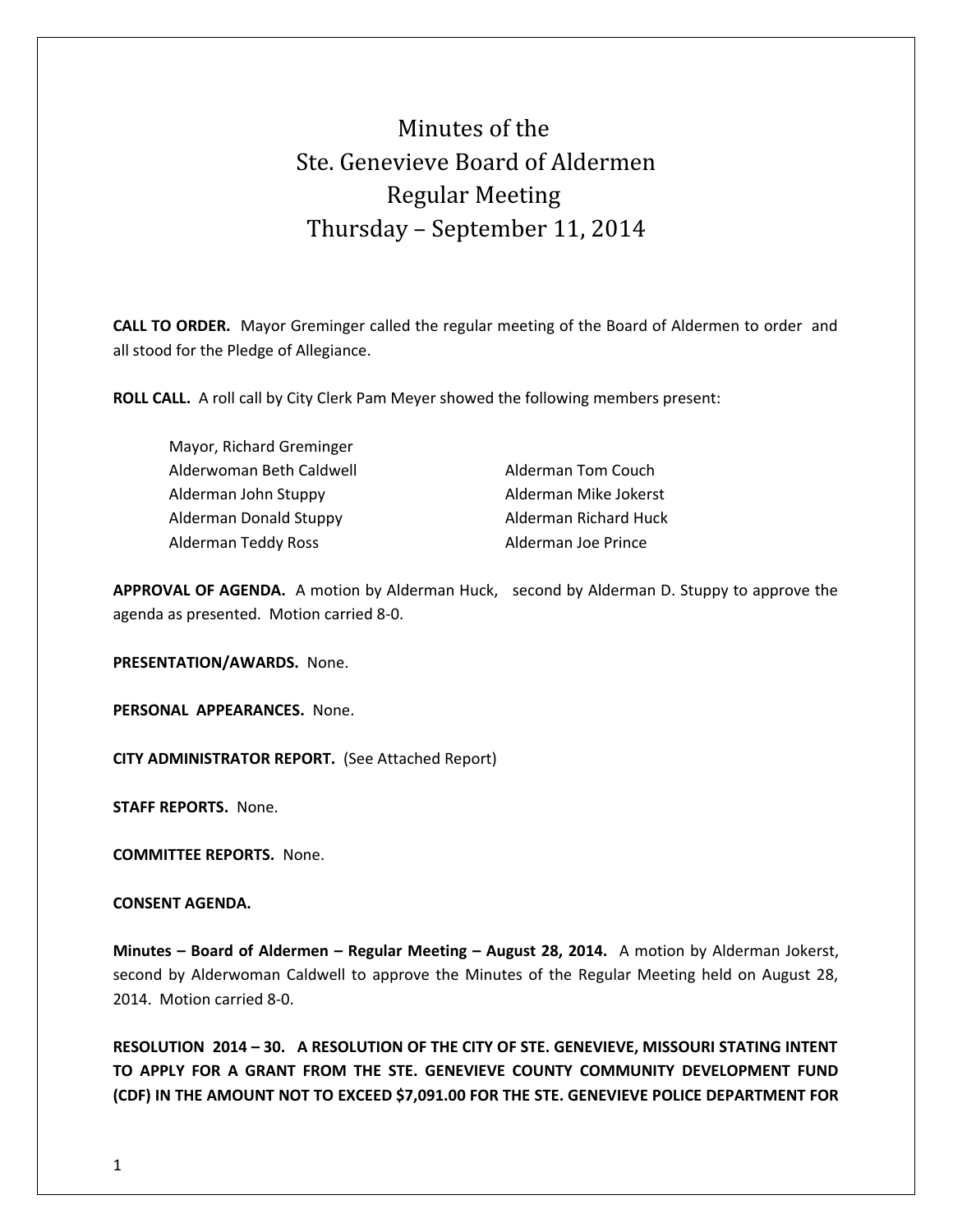# Minutes of the Ste. Genevieve Board of Aldermen Regular Meeting Thursday – September 11, 2014

**CALL TO ORDER.** Mayor Greminger called the regular meeting of the Board of Aldermen to order and all stood for the Pledge of Allegiance.

**ROLL CALL.** A roll call by City Clerk Pam Meyer showed the following members present:

Mayor, Richard Greminger
Alderwoman Beth Caldwell
Alderman John Stuppy
Alderman Donald Stuppy
Alderman Teddy Ross
Alderman Tom Couch
Alderman Mike Jokerst
Alderman Richard Huck
Alderman Joe Prince

**APPROVAL OF AGENDA.** A motion by Alderman Huck, second by Alderman D. Stuppy to approve the agenda as presented. Motion carried 8-0.

**PRESENTATION/AWARDS.** None.

**PERSONAL APPEARANCES.** None.

**CITY ADMINISTRATOR REPORT.** (See Attached Report)

**STAFF REPORTS.** None.

**COMMITTEE REPORTS.** None.

**CONSENT AGENDA.**

**Minutes – Board of Aldermen – Regular Meeting – August 28, 2014.** A motion by Alderman Jokerst, second by Alderwoman Caldwell to approve the Minutes of the Regular Meeting held on August 28, 2014. Motion carried 8-0.

**RESOLUTION 2014 – 30. A RESOLUTION OF THE CITY OF STE. GENEVIEVE, MISSOURI STATING INTENT TO APPLY FOR A GRANT FROM THE STE. GENEVIEVE COUNTY COMMUNITY DEVELOPMENT FUND (CDF) IN THE AMOUNT NOT TO EXCEED $7,091.00 FOR THE STE. GENEVIEVE POLICE DEPARTMENT FOR**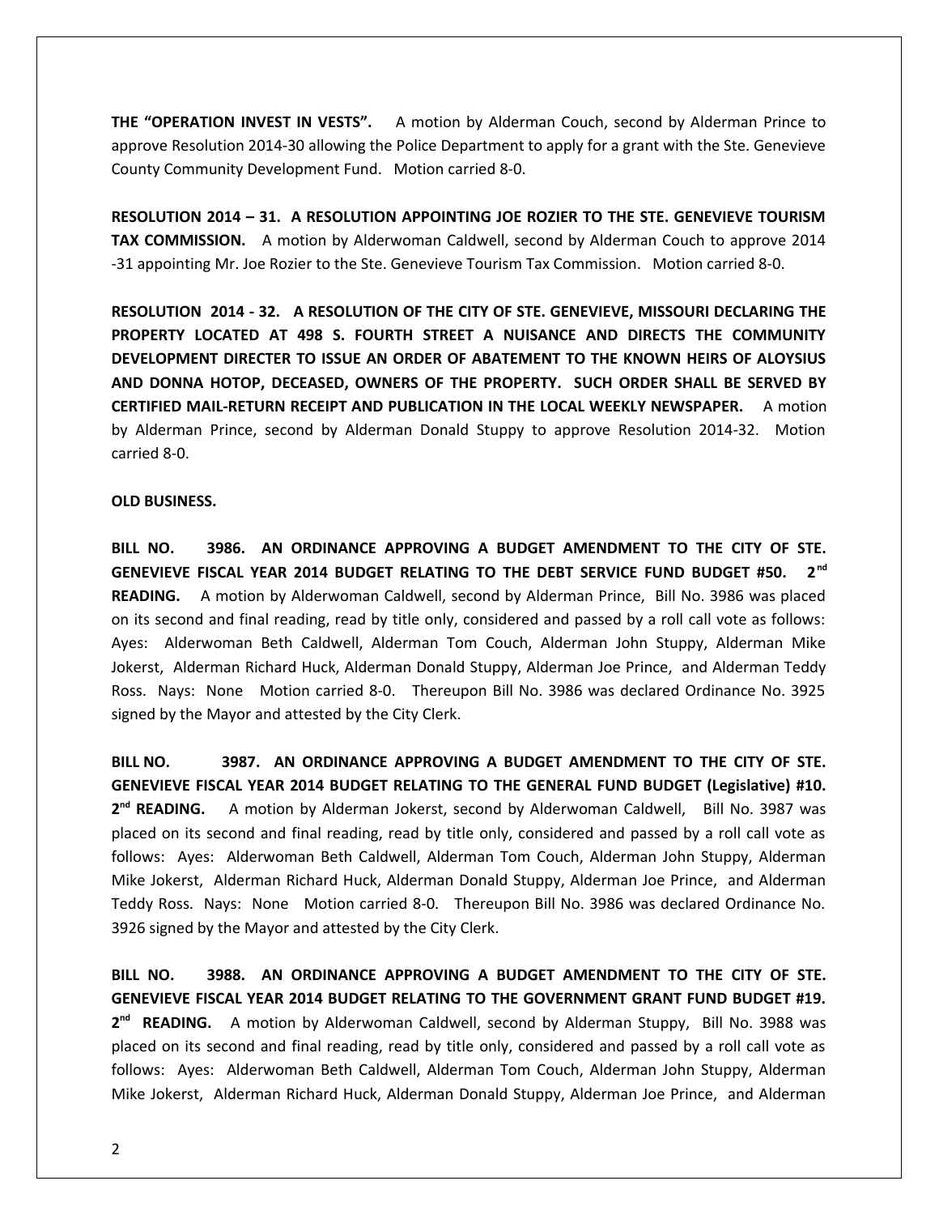**THE "OPERATION INVEST IN VESTS".** A motion by Alderman Couch, second by Alderman Prince to approve Resolution 2014-30 allowing the Police Department to apply for a grant with the Ste. Genevieve County Community Development Fund. Motion carried 8-0.

**RESOLUTION 2014 – 31. A RESOLUTION APPOINTING JOE ROZIER TO THE STE. GENEVIEVE TOURISM TAX COMMISSION.** A motion by Alderwoman Caldwell, second by Alderman Couch to approve 2014 -31 appointing Mr. Joe Rozier to the Ste. Genevieve Tourism Tax Commission. Motion carried 8-0.

**RESOLUTION 2014 - 32. A RESOLUTION OF THE CITY OF STE. GENEVIEVE, MISSOURI DECLARING THE PROPERTY LOCATED AT 498 S. FOURTH STREET A NUISANCE AND DIRECTS THE COMMUNITY DEVELOPMENT DIRECTER TO ISSUE AN ORDER OF ABATEMENT TO THE KNOWN HEIRS OF ALOYSIUS AND DONNA HOTOP, DECEASED, OWNERS OF THE PROPERTY. SUCH ORDER SHALL BE SERVED BY CERTIFIED MAIL-RETURN RECEIPT AND PUBLICATION IN THE LOCAL WEEKLY NEWSPAPER.** A motion by Alderman Prince, second by Alderman Donald Stuppy to approve Resolution 2014-32. Motion carried 8-0.

**OLD BUSINESS.**

**BILL NO. 3986. AN ORDINANCE APPROVING A BUDGET AMENDMENT TO THE CITY OF STE. GENEVIEVE FISCAL YEAR 2014 BUDGET RELATING TO THE DEBT SERVICE FUND BUDGET #50. 2nd READING.** A motion by Alderwoman Caldwell, second by Alderman Prince, Bill No. 3986 was placed on its second and final reading, read by title only, considered and passed by a roll call vote as follows: Ayes: Alderwoman Beth Caldwell, Alderman Tom Couch, Alderman John Stuppy, Alderman Mike Jokerst, Alderman Richard Huck, Alderman Donald Stuppy, Alderman Joe Prince, and Alderman Teddy Ross. Nays: None Motion carried 8-0. Thereupon Bill No. 3986 was declared Ordinance No. 3925 signed by the Mayor and attested by the City Clerk.

**BILL NO. 3987. AN ORDINANCE APPROVING A BUDGET AMENDMENT TO THE CITY OF STE. GENEVIEVE FISCAL YEAR 2014 BUDGET RELATING TO THE GENERAL FUND BUDGET (Legislative) #10. 2nd READING.** A motion by Alderman Jokerst, second by Alderwoman Caldwell, Bill No. 3987 was placed on its second and final reading, read by title only, considered and passed by a roll call vote as follows: Ayes: Alderwoman Beth Caldwell, Alderman Tom Couch, Alderman John Stuppy, Alderman Mike Jokerst, Alderman Richard Huck, Alderman Donald Stuppy, Alderman Joe Prince, and Alderman Teddy Ross. Nays: None Motion carried 8-0. Thereupon Bill No. 3986 was declared Ordinance No. 3926 signed by the Mayor and attested by the City Clerk.

**BILL NO. 3988. AN ORDINANCE APPROVING A BUDGET AMENDMENT TO THE CITY OF STE. GENEVIEVE FISCAL YEAR 2014 BUDGET RELATING TO THE GOVERNMENT GRANT FUND BUDGET #19. 2nd READING.** A motion by Alderwoman Caldwell, second by Alderman Stuppy, Bill No. 3988 was placed on its second and final reading, read by title only, considered and passed by a roll call vote as follows: Ayes: Alderwoman Beth Caldwell, Alderman Tom Couch, Alderman John Stuppy, Alderman Mike Jokerst, Alderman Richard Huck, Alderman Donald Stuppy, Alderman Joe Prince, and Alderman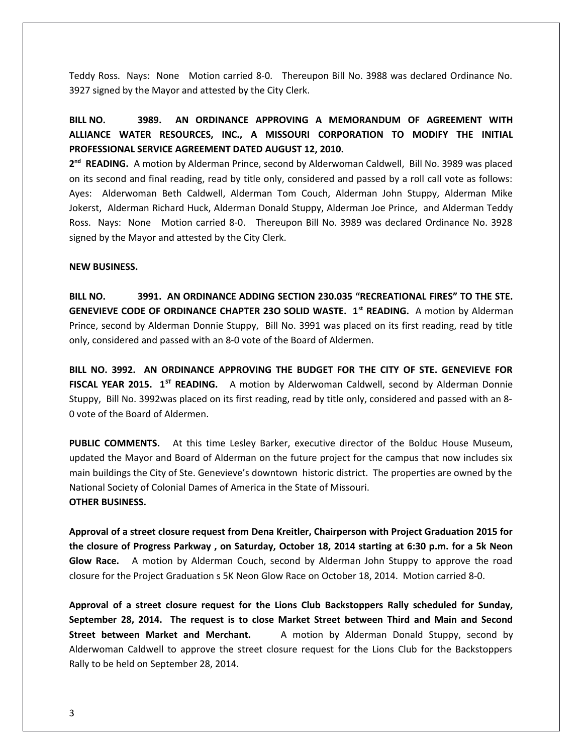Teddy Ross. Nays: None Motion carried 8-0. Thereupon Bill No. 3988 was declared Ordinance No. 3927 signed by the Mayor and attested by the City Clerk.

**BILL NO. 3989. AN ORDINANCE APPROVING A MEMORANDUM OF AGREEMENT WITH ALLIANCE WATER RESOURCES, INC., A MISSOURI CORPORATION TO MODIFY THE INITIAL PROFESSIONAL SERVICE AGREEMENT DATED AUGUST 12, 2010.**

**2nd READING.** A motion by Alderman Prince, second by Alderwoman Caldwell, Bill No. 3989 was placed on its second and final reading, read by title only, considered and passed by a roll call vote as follows: Ayes: Alderwoman Beth Caldwell, Alderman Tom Couch, Alderman John Stuppy, Alderman Mike Jokerst, Alderman Richard Huck, Alderman Donald Stuppy, Alderman Joe Prince, and Alderman Teddy Ross. Nays: None Motion carried 8-0. Thereupon Bill No. 3989 was declared Ordinance No. 3928 signed by the Mayor and attested by the City Clerk.

**NEW BUSINESS.**

**BILL NO. 3991. AN ORDINANCE ADDING SECTION 230.035 "RECREATIONAL FIRES" TO THE STE. GENEVIEVE CODE OF ORDINANCE CHAPTER 23O SOLID WASTE. 1st READING.** A motion by Alderman Prince, second by Alderman Donnie Stuppy, Bill No. 3991 was placed on its first reading, read by title only, considered and passed with an 8-0 vote of the Board of Aldermen.

**BILL NO. 3992. AN ORDINANCE APPROVING THE BUDGET FOR THE CITY OF STE. GENEVIEVE FOR FISCAL YEAR 2015. 1ST READING.** A motion by Alderwoman Caldwell, second by Alderman Donnie Stuppy, Bill No. 3992was placed on its first reading, read by title only, considered and passed with an 8-0 vote of the Board of Aldermen.

**PUBLIC COMMENTS.** At this time Lesley Barker, executive director of the Bolduc House Museum, updated the Mayor and Board of Alderman on the future project for the campus that now includes six main buildings the City of Ste. Genevieve's downtown historic district. The properties are owned by the National Society of Colonial Dames of America in the State of Missouri.

**OTHER BUSINESS.**

**Approval of a street closure request from Dena Kreitler, Chairperson with Project Graduation 2015 for the closure of Progress Parkway , on Saturday, October 18, 2014 starting at 6:30 p.m. for a 5k Neon Glow Race.** A motion by Alderman Couch, second by Alderman John Stuppy to approve the road closure for the Project Graduation s 5K Neon Glow Race on October 18, 2014. Motion carried 8-0.

**Approval of a street closure request for the Lions Club Backstoppers Rally scheduled for Sunday, September 28, 2014. The request is to close Market Street between Third and Main and Second Street between Market and Merchant.** A motion by Alderman Donald Stuppy, second by Alderwoman Caldwell to approve the street closure request for the Lions Club for the Backstoppers Rally to be held on September 28, 2014.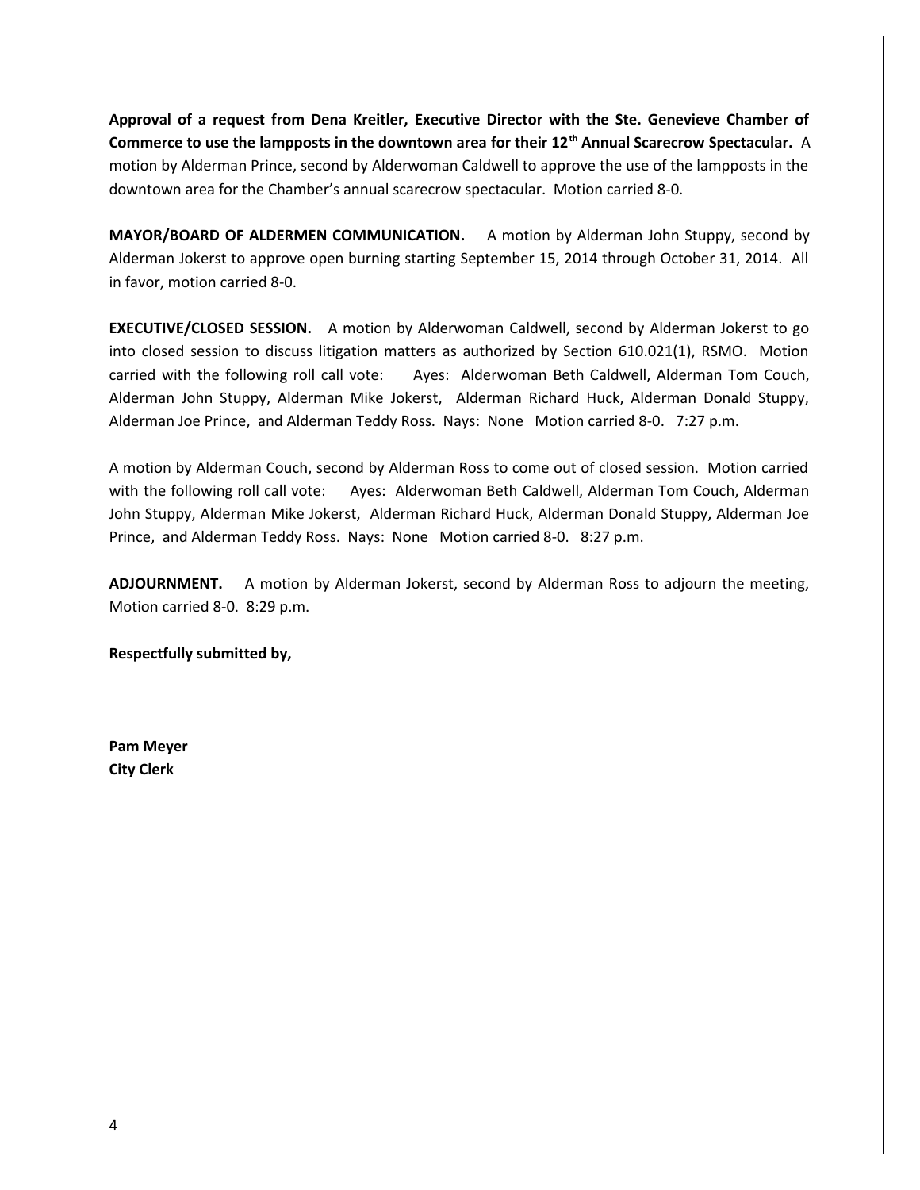**Approval of a request from Dena Kreitler, Executive Director with the Ste. Genevieve Chamber of Commerce to use the lampposts in the downtown area for their 12th Annual Scarecrow Spectacular.** A motion by Alderman Prince, second by Alderwoman Caldwell to approve the use of the lampposts in the downtown area for the Chamber's annual scarecrow spectacular. Motion carried 8-0.

**MAYOR/BOARD OF ALDERMEN COMMUNICATION.** A motion by Alderman John Stuppy, second by Alderman Jokerst to approve open burning starting September 15, 2014 through October 31, 2014. All in favor, motion carried 8-0.

**EXECUTIVE/CLOSED SESSION.** A motion by Alderwoman Caldwell, second by Alderman Jokerst to go into closed session to discuss litigation matters as authorized by Section 610.021(1), RSMO. Motion carried with the following roll call vote: Ayes: Alderwoman Beth Caldwell, Alderman Tom Couch, Alderman John Stuppy, Alderman Mike Jokerst, Alderman Richard Huck, Alderman Donald Stuppy, Alderman Joe Prince, and Alderman Teddy Ross. Nays: None Motion carried 8-0. 7:27 p.m.

A motion by Alderman Couch, second by Alderman Ross to come out of closed session. Motion carried with the following roll call vote: Ayes: Alderwoman Beth Caldwell, Alderman Tom Couch, Alderman John Stuppy, Alderman Mike Jokerst, Alderman Richard Huck, Alderman Donald Stuppy, Alderman Joe Prince, and Alderman Teddy Ross. Nays: None Motion carried 8-0. 8:27 p.m.

**ADJOURNMENT.** A motion by Alderman Jokerst, second by Alderman Ross to adjourn the meeting, Motion carried 8-0. 8:29 p.m.

**Respectfully submitted by,**

**Pam Meyer**
**City Clerk**